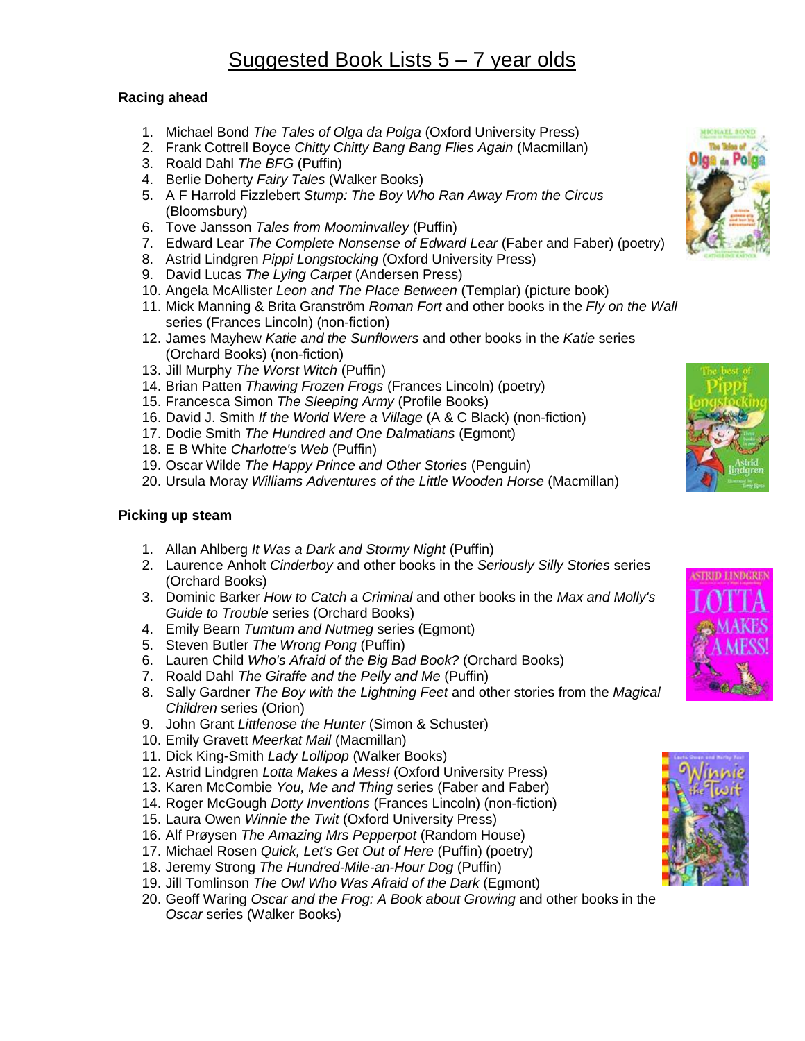# Suggested Book Lists 5 – 7 year olds

**Racing ahead**

1. Michael Bond *The Tales of Olga da Polga* (Oxford University Press)
2. Frank Cottrell Boyce *Chitty Chitty Bang Bang Flies Again* (Macmillan)
3. Roald Dahl *The BFG* (Puffin)
4. Berlie Doherty *Fairy Tales* (Walker Books)
5. A F Harrold Fizzlebert *Stump: The Boy Who Ran Away From the Circus* (Bloomsbury)
6. Tove Jansson *Tales from Moominvalley* (Puffin)
7. Edward Lear *The Complete Nonsense of Edward Lear* (Faber and Faber) (poetry)
8. Astrid Lindgren *Pippi Longstocking* (Oxford University Press)
9. David Lucas *The Lying Carpet* (Andersen Press)
10. Angela McAllister *Leon and The Place Between* (Templar) (picture book)
11. Mick Manning & Brita Granström *Roman Fort* and other books in the *Fly on the Wall* series (Frances Lincoln) (non-fiction)
12. James Mayhew *Katie and the Sunflowers* and other books in the *Katie* series (Orchard Books) (non-fiction)
13. Jill Murphy *The Worst Witch* (Puffin)
14. Brian Patten *Thawing Frozen Frogs* (Frances Lincoln) (poetry)
15. Francesca Simon *The Sleeping Army* (Profile Books)
16. David J. Smith *If the World Were a Village* (A & C Black) (non-fiction)
17. Dodie Smith *The Hundred and One Dalmatians* (Egmont)
18. E B White *Charlotte's Web* (Puffin)
19. Oscar Wilde *The Happy Prince and Other Stories* (Penguin)
20. Ursula Moray *Williams Adventures of the Little Wooden Horse* (Macmillan)

**Picking up steam**

1. Allan Ahlberg *It Was a Dark and Stormy Night* (Puffin)
2. Laurence Anholt *Cinderboy* and other books in the *Seriously Silly Stories* series (Orchard Books)
3. Dominic Barker *How to Catch a Criminal* and other books in the *Max and Molly's Guide to Trouble* series (Orchard Books)
4. Emily Bearn *Tumtum and Nutmeg* series (Egmont)
5. Steven Butler *The Wrong Pong* (Puffin)
6. Lauren Child *Who's Afraid of the Big Bad Book?* (Orchard Books)
7. Roald Dahl *The Giraffe and the Pelly and Me* (Puffin)
8. Sally Gardner *The Boy with the Lightning Feet* and other stories from the *Magical Children* series (Orion)
9. John Grant *Littlenose the Hunter* (Simon & Schuster)
10. Emily Gravett *Meerkat Mail* (Macmillan)
11. Dick King-Smith *Lady Lollipop* (Walker Books)
12. Astrid Lindgren *Lotta Makes a Mess!* (Oxford University Press)
13. Karen McCombie *You, Me and Thing* series (Faber and Faber)
14. Roger McGough *Dotty Inventions* (Frances Lincoln) (non-fiction)
15. Laura Owen *Winnie the Twit* (Oxford University Press)
16. Alf Prøysen *The Amazing Mrs Pepperpot* (Random House)
17. Michael Rosen *Quick, Let's Get Out of Here* (Puffin) (poetry)
18. Jeremy Strong *The Hundred-Mile-an-Hour Dog* (Puffin)
19. Jill Tomlinson *The Owl Who Was Afraid of the Dark* (Egmont)
20. Geoff Waring *Oscar and the Frog: A Book about Growing* and other books in the *Oscar* series (Walker Books)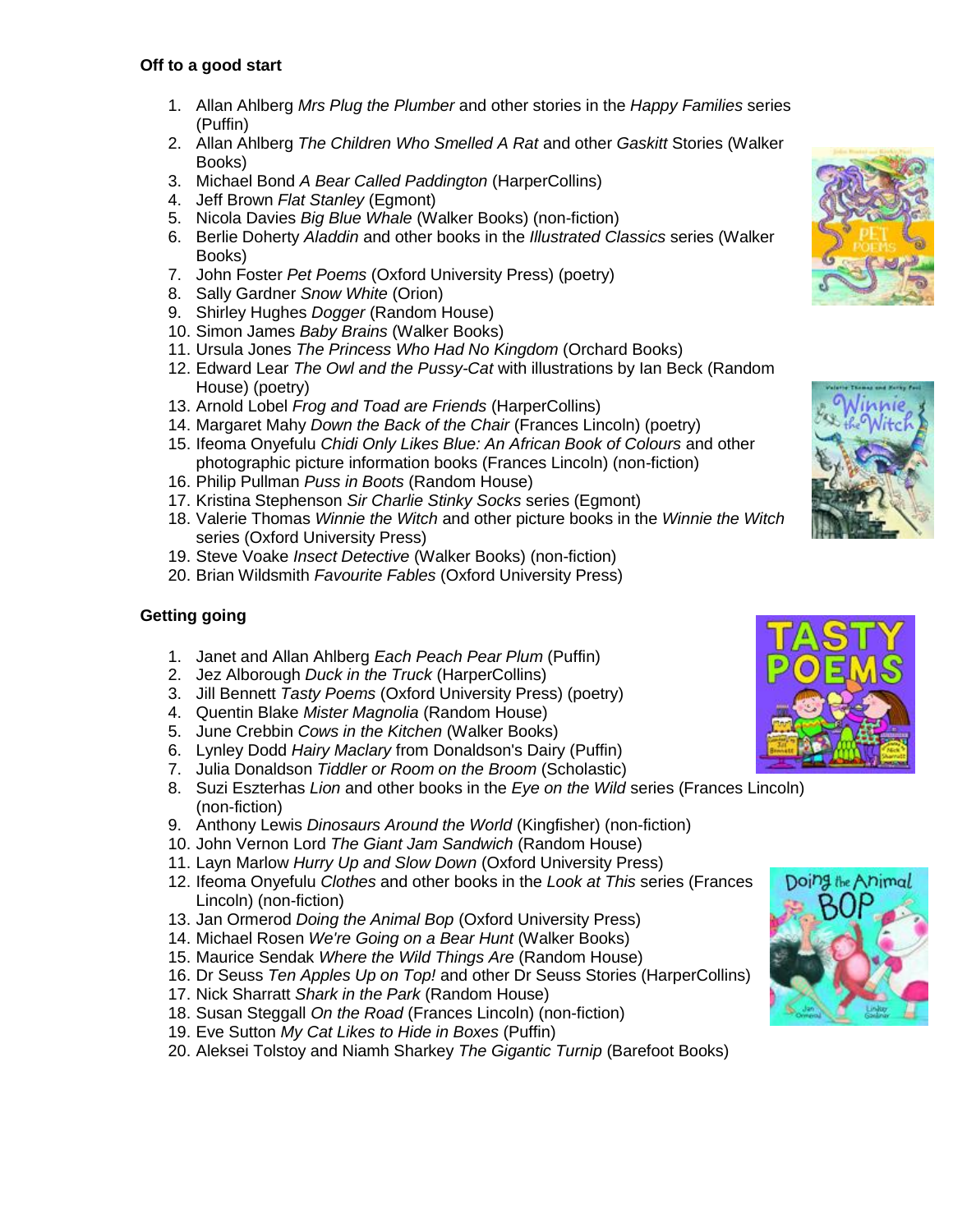**Off to a good start**

1. Allan Ahlberg *Mrs Plug the Plumber* and other stories in the *Happy Families* series (Puffin)
2. Allan Ahlberg *The Children Who Smelled A Rat* and other *Gaskitt* Stories (Walker Books)
3. Michael Bond *A Bear Called Paddington* (HarperCollins)
4. Jeff Brown *Flat Stanley* (Egmont)
5. Nicola Davies *Big Blue Whale* (Walker Books) (non-fiction)
6. Berlie Doherty *Aladdin* and other books in the *Illustrated Classics* series (Walker Books)
7. John Foster *Pet Poems* (Oxford University Press) (poetry)
8. Sally Gardner *Snow White* (Orion)
9. Shirley Hughes *Dogger* (Random House)
10. Simon James *Baby Brains* (Walker Books)
11. Ursula Jones *The Princess Who Had No Kingdom* (Orchard Books)
12. Edward Lear *The Owl and the Pussy-Cat* with illustrations by Ian Beck (Random House) (poetry)
13. Arnold Lobel *Frog and Toad are Friends* (HarperCollins)
14. Margaret Mahy *Down the Back of the Chair* (Frances Lincoln) (poetry)
15. Ifeoma Onyefulu *Chidi Only Likes Blue: An African Book of Colours* and other photographic picture information books (Frances Lincoln) (non-fiction)
16. Philip Pullman *Puss in Boots* (Random House)
17. Kristina Stephenson *Sir Charlie Stinky Socks* series (Egmont)
18. Valerie Thomas *Winnie the Witch* and other picture books in the *Winnie the Witch* series (Oxford University Press)
19. Steve Voake *Insect Detective* (Walker Books) (non-fiction)
20. Brian Wildsmith *Favourite Fables* (Oxford University Press)

**Getting going**

1. Janet and Allan Ahlberg *Each Peach Pear Plum* (Puffin)
2. Jez Alborough *Duck in the Truck* (HarperCollins)
3. Jill Bennett *Tasty Poems* (Oxford University Press) (poetry)
4. Quentin Blake *Mister Magnolia* (Random House)
5. June Crebbin *Cows in the Kitchen* (Walker Books)
6. Lynley Dodd *Hairy Maclary* from Donaldson's Dairy (Puffin)
7. Julia Donaldson *Tiddler or Room on the Broom* (Scholastic)
8. Suzi Eszterhas *Lion* and other books in the *Eye on the Wild* series (Frances Lincoln) (non-fiction)
9. Anthony Lewis *Dinosaurs Around the World* (Kingfisher) (non-fiction)
10. John Vernon Lord *The Giant Jam Sandwich* (Random House)
11. Layn Marlow *Hurry Up and Slow Down* (Oxford University Press)
12. Ifeoma Onyefulu *Clothes* and other books in the *Look at This* series (Frances Lincoln) (non-fiction)
13. Jan Ormerod *Doing the Animal Bop* (Oxford University Press)
14. Michael Rosen *We're Going on a Bear Hunt* (Walker Books)
15. Maurice Sendak *Where the Wild Things Are* (Random House)
16. Dr Seuss *Ten Apples Up on Top!* and other Dr Seuss Stories (HarperCollins)
17. Nick Sharratt *Shark in the Park* (Random House)
18. Susan Steggall *On the Road* (Frances Lincoln) (non-fiction)
19. Eve Sutton *My Cat Likes to Hide in Boxes* (Puffin)
20. Aleksei Tolstoy and Niamh Sharkey *The Gigantic Turnip* (Barefoot Books)